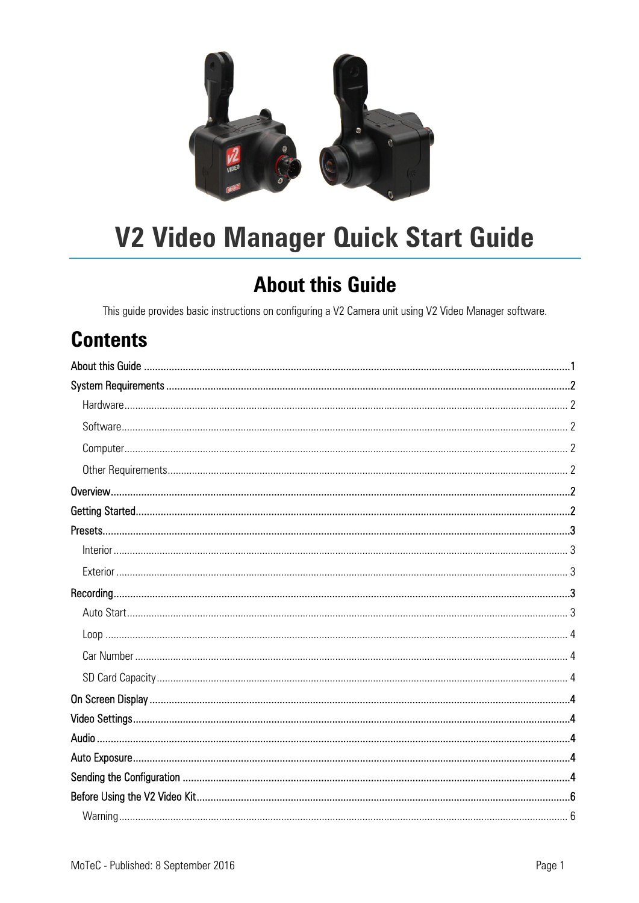# V2 Video Manager Quick Start Guide

## About this Guide

This guide provides basic instructions on configuring a V2 Camera unit using V2 Video Manager software.

## Contents

About this Guide ........................................ 1
System Requirements ........................................ 2
- Hardware ........................................ 2
- Software ........................................ 2
- Computer ........................................ 2
- Other Requirements ........................................ 2

Overview ........................................ 2
Getting Started ........................................ 2
Presets ........................................ 3
- Interior ........................................ 3
- Exterior ........................................ 3

Recording ........................................ 3
- Auto Start ........................................ 3
- Loop ........................................ 4
- Car Number ........................................ 4
- SD Card Capacity ........................................ 4

On Screen Display ........................................ 4
Video Settings ........................................ 4
Audio ........................................ 4
Auto Exposure ........................................ 4
Sending the Configuration ........................................ 4
Before Using the V2 Video Kit ........................................ 6
- Warning ........................................ 6

MoTeC - Published: 8 September 2016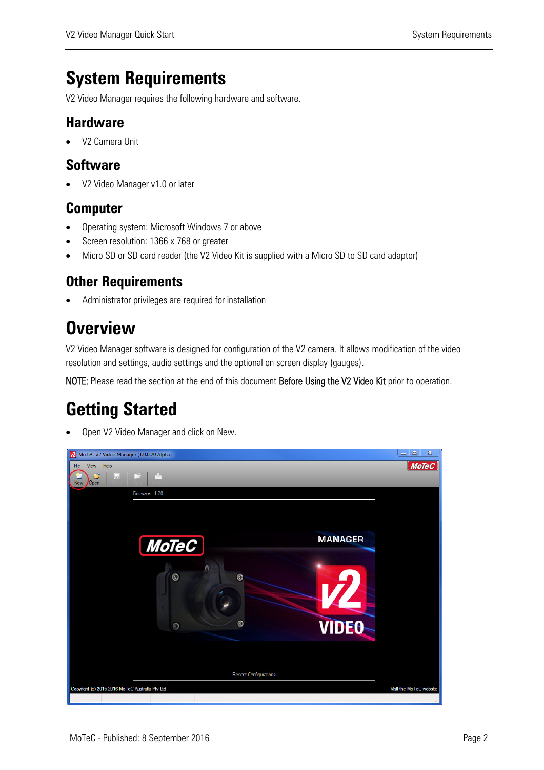# System Requirements

V2 Video Manager requires the following hardware and software.

## Hardware

- V2 Camera Unit

## Software

- V2 Video Manager v1.0 or later

## Computer

- Operating system: Microsoft Windows 7 or above
- Screen resolution: 1366 x 768 or greater
- Micro SD or SD card reader (the V2 Video Kit is supplied with a Micro SD to SD card adaptor)

## Other Requirements

- Administrator privileges are required for installation

# Overview

V2 Video Manager software is designed for configuration of the V2 camera. It allows modification of the video resolution and settings, audio settings and the optional on screen display (gauges).

NOTE: Please read the section at the end of this document **Before Using the V2 Video Kit** prior to operation.

# Getting Started

- Open V2 Video Manager and click on New.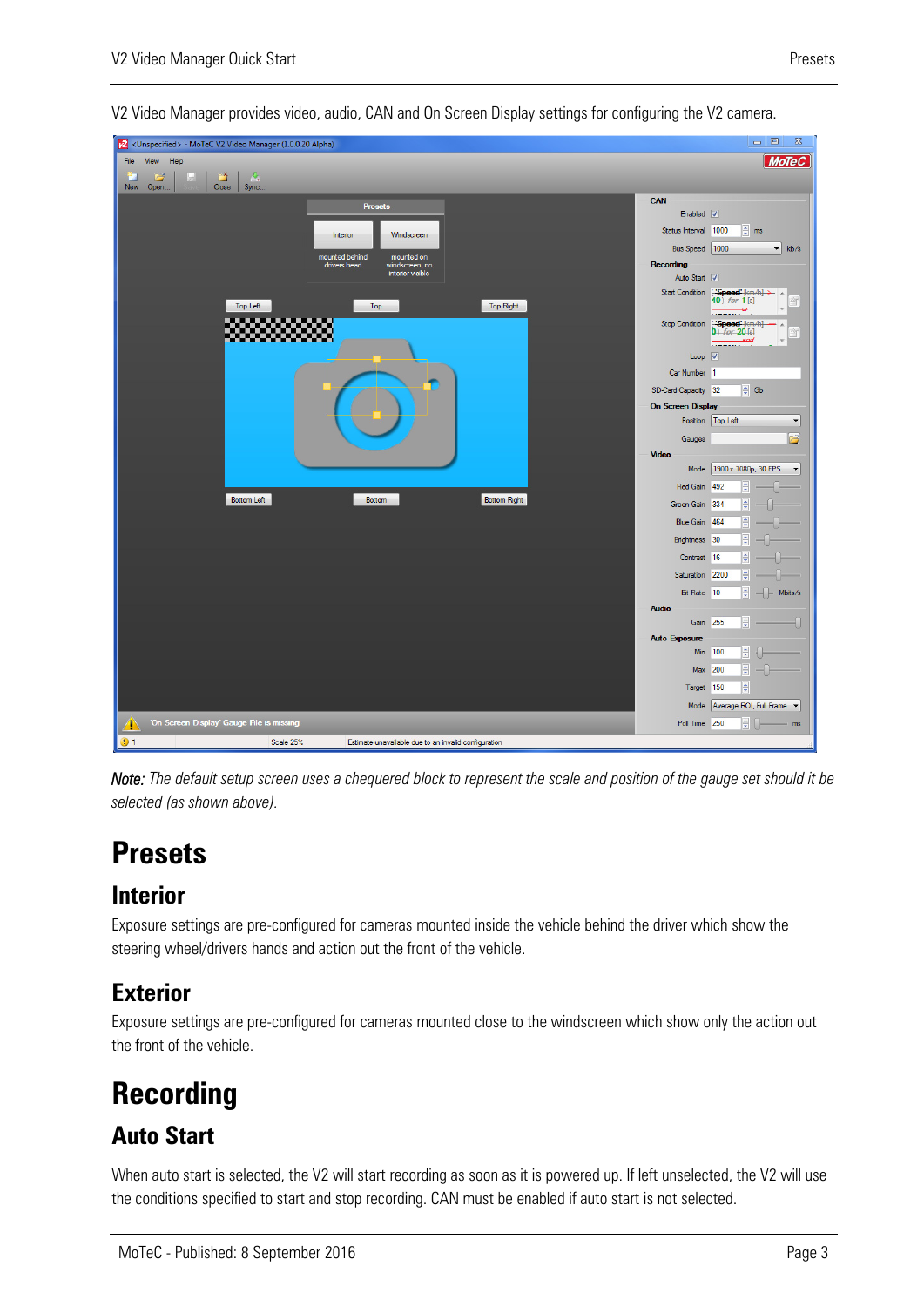V2 Video Manager provides video, audio, CAN and On Screen Display settings for configuring the V2 camera.

*Note: The default setup screen uses a chequered block to represent the scale and position of the gauge set should it be selected (as shown above).*

# Presets

## Interior

Exposure settings are pre-configured for cameras mounted inside the vehicle behind the driver which show the steering wheel/drivers hands and action out the front of the vehicle.

## Exterior

Exposure settings are pre-configured for cameras mounted close to the windscreen which show only the action out the front of the vehicle.

# Recording

## Auto Start

When auto start is selected, the V2 will start recording as soon as it is powered up. If left unselected, the V2 will use the conditions specified to start and stop recording. CAN must be enabled if auto start is not selected.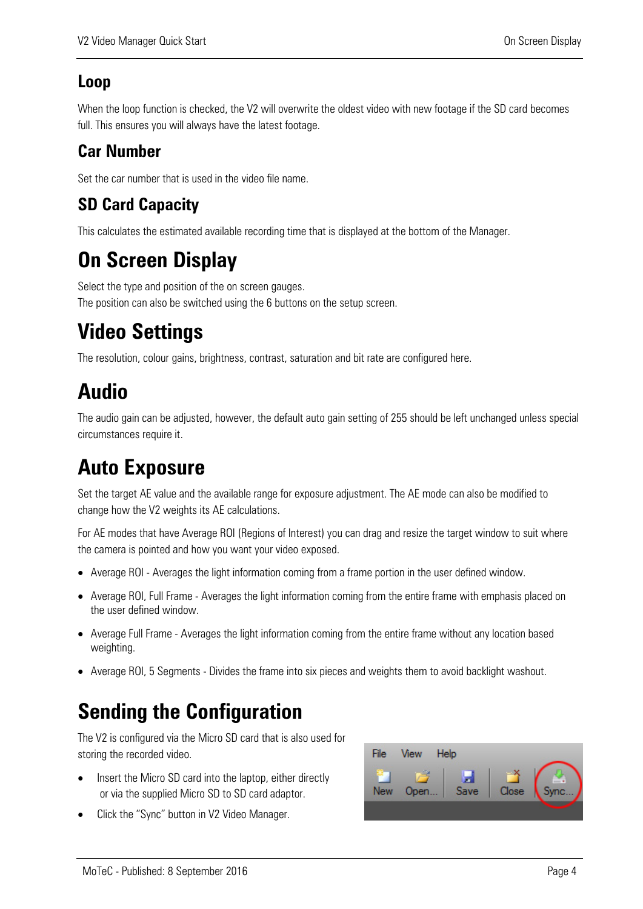## Loop

When the loop function is checked, the V2 will overwrite the oldest video with new footage if the SD card becomes full. This ensures you will always have the latest footage.

## Car Number

Set the car number that is used in the video file name.

## SD Card Capacity

This calculates the estimated available recording time that is displayed at the bottom of the Manager.

# On Screen Display

Select the type and position of the on screen gauges.
The position can also be switched using the 6 buttons on the setup screen.

# Video Settings

The resolution, colour gains, brightness, contrast, saturation and bit rate are configured here.

# Audio

The audio gain can be adjusted, however, the default auto gain setting of 255 should be left unchanged unless special circumstances require it.

# Auto Exposure

Set the target AE value and the available range for exposure adjustment. The AE mode can also be modified to change how the V2 weights its AE calculations.

For AE modes that have Average ROI (Regions of Interest) you can drag and resize the target window to suit where the camera is pointed and how you want your video exposed.

- Average ROI - Averages the light information coming from a frame portion in the user defined window.
- Average ROI, Full Frame - Averages the light information coming from the entire frame with emphasis placed on the user defined window.
- Average Full Frame - Averages the light information coming from the entire frame without any location based weighting.
- Average ROI, 5 Segments - Divides the frame into six pieces and weights them to avoid backlight washout.

# Sending the Configuration

The V2 is configured via the Micro SD card that is also used for storing the recorded video.

- Insert the Micro SD card into the laptop, either directly or via the supplied Micro SD to SD card adaptor.
- Click the "Sync" button in V2 Video Manager.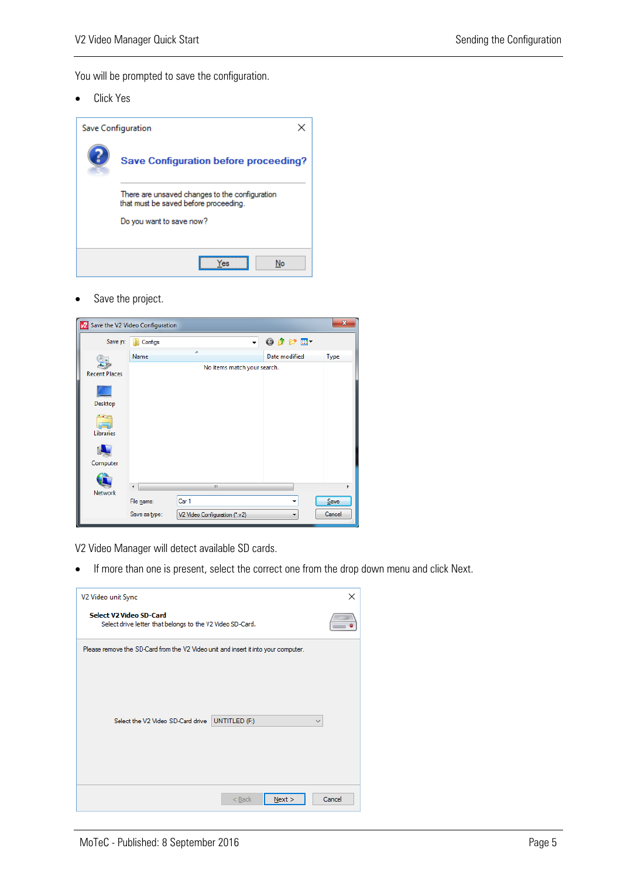You will be prompted to save the configuration.

- Click Yes

Save Configuration

**Save Configuration before proceeding?**

There are unsaved changes to the configuration that must be saved before proceeding.

Do you want to save now?

Yes No

- Save the project.

Save the V2 Video Configuration

Save in: Configs

Name | Date modified | Type

No items match your search.

Recent Places

Desktop

Libraries

Computer

Network

File name: Car 1

Save as type: V2 Video Configuration (*.v2)

Save

Cancel

V2 Video Manager will detect available SD cards.

- If more than one is present, select the correct one from the drop down menu and click Next.

V2 Video unit Sync

**Select V2 Video SD-Card**

Select drive letter that belongs to the V2 Video SD-Card.

Please remove the SD-Card from the V2 Video unit and insert it into your computer.

Select the V2 Video SD-Card drive UNTITLED (F:)

< Back Next > Cancel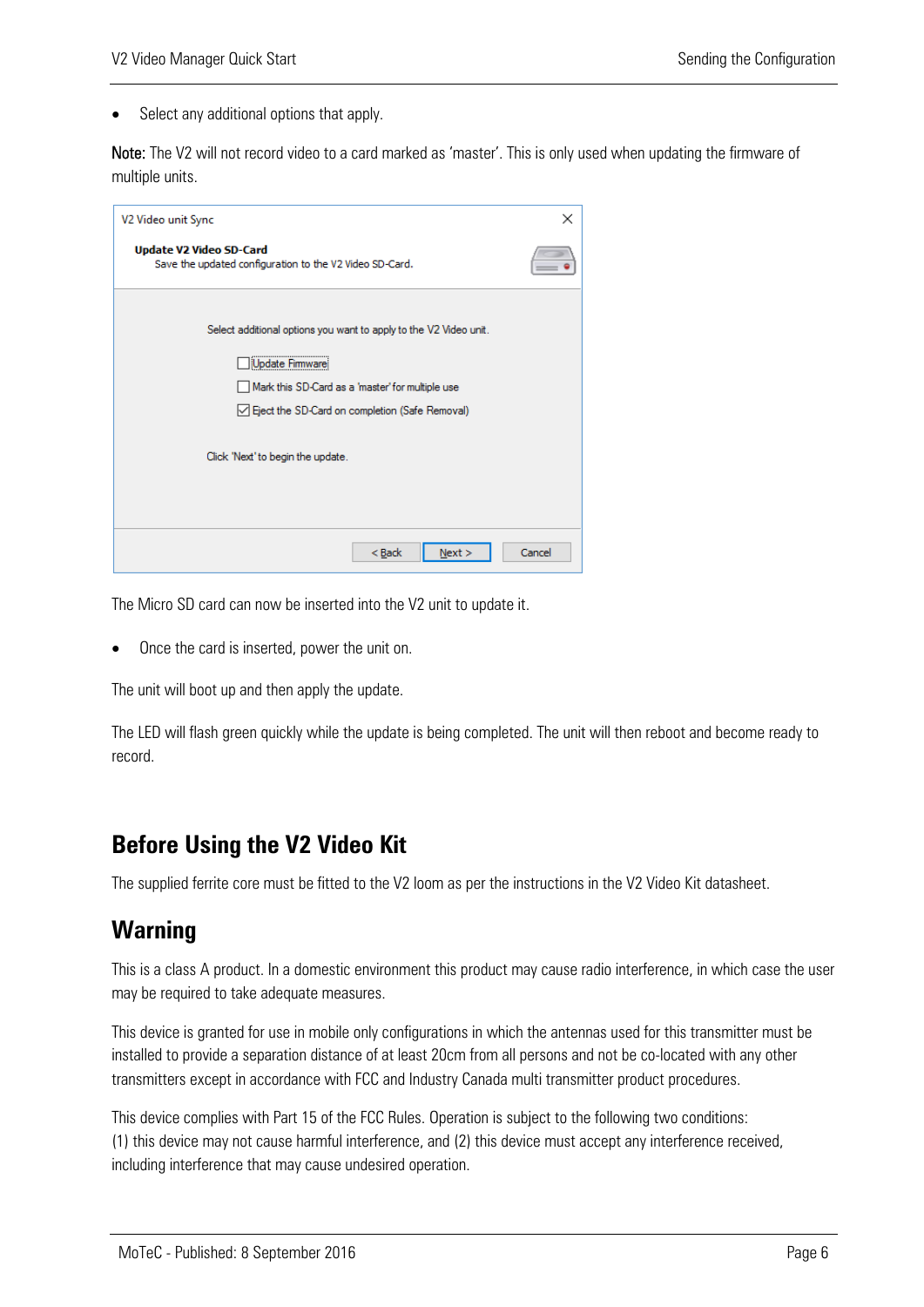- Select any additional options that apply.

**Note:** The V2 will not record video to a card marked as 'master'. This is only used when updating the firmware of multiple units.

V2 Video unit Sync

**Update V2 Video SD-Card**
Save the updated configuration to the V2 Video SD-Card.

Select additional options you want to apply to the V2 Video unit.

- [ ] Update Firmware
- [ ] Mark this SD-Card as a 'master' for multiple use
- [x] Eject the SD-Card on completion (Safe Removal)

Click 'Next' to begin the update.

< Back | Next > | Cancel

The Micro SD card can now be inserted into the V2 unit to update it.

- Once the card is inserted, power the unit on.

The unit will boot up and then apply the update.

The LED will flash green quickly while the update is being completed. The unit will then reboot and become ready to record.

## Before Using the V2 Video Kit

The supplied ferrite core must be fitted to the V2 loom as per the instructions in the V2 Video Kit datasheet.

## Warning

This is a class A product. In a domestic environment this product may cause radio interference, in which case the user may be required to take adequate measures.

This device is granted for use in mobile only configurations in which the antennas used for this transmitter must be installed to provide a separation distance of at least 20cm from all persons and not be co-located with any other transmitters except in accordance with FCC and Industry Canada multi transmitter product procedures.

This device complies with Part 15 of the FCC Rules. Operation is subject to the following two conditions:
(1) this device may not cause harmful interference, and (2) this device must accept any interference received, including interference that may cause undesired operation.